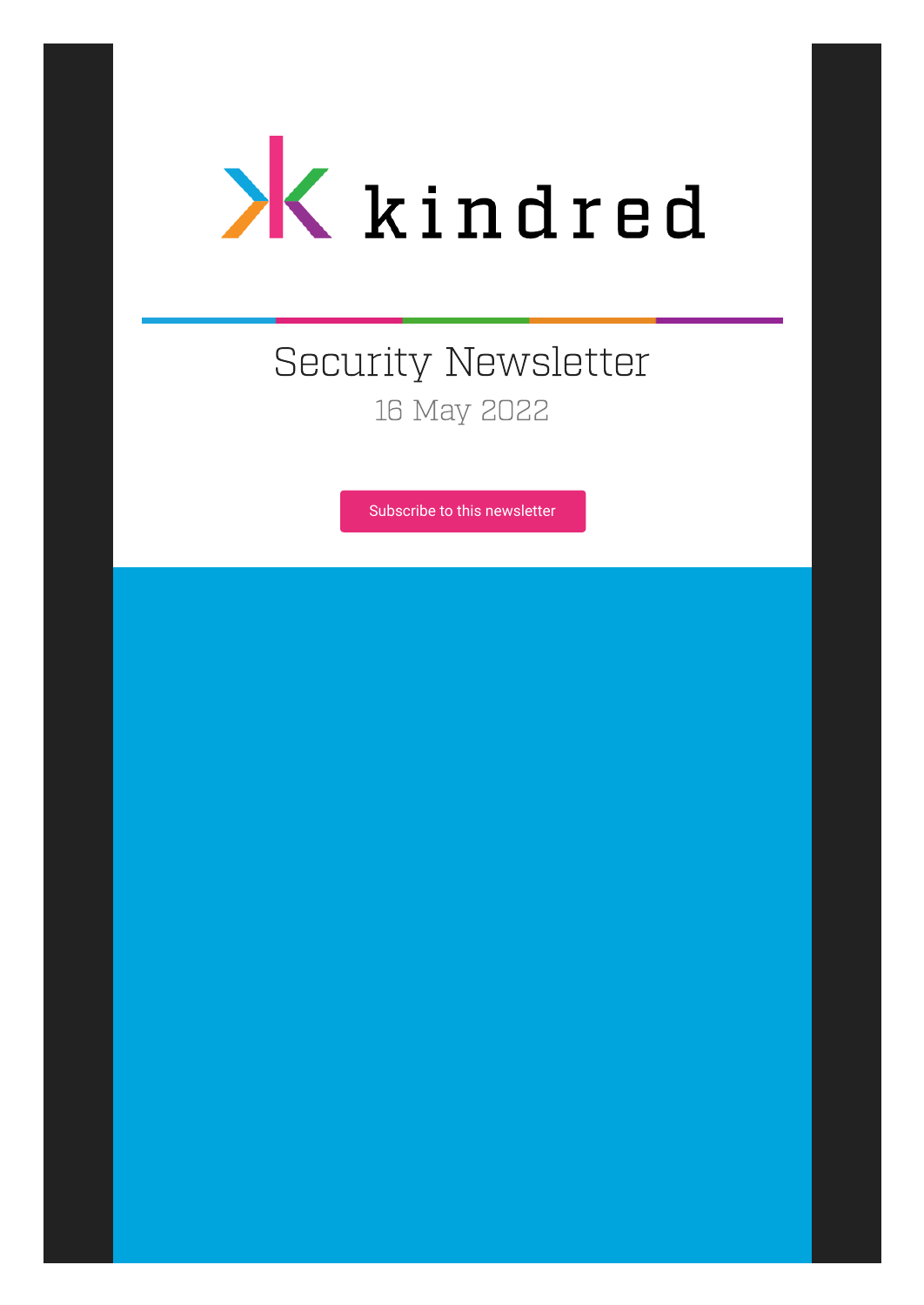kindred

# Security Newsletter

16 May 2022

Subscribe to this newsletter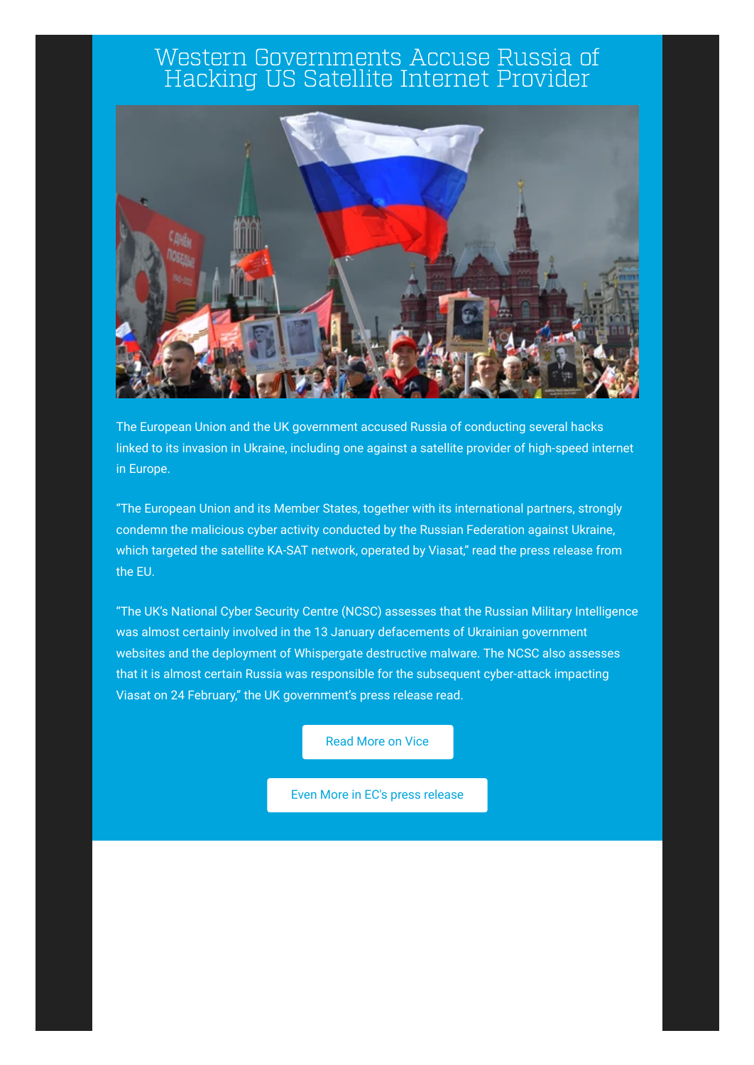# Western Governments Accuse Russia of Hacking US Satellite Internet Provider

The European Union and the UK government accused Russia of conducting several hacks linked to its invasion in Ukraine, including one against a satellite provider of high-speed internet in Europe.

“The European Union and its Member States, together with its international partners, strongly condemn the malicious cyber activity conducted by the Russian Federation against Ukraine, which targeted the satellite KA-SAT network, operated by Viasat,” read the press release from the EU.

“The UK’s National Cyber Security Centre (NCSC) assesses that the Russian Military Intelligence was almost certainly involved in the 13 January defacements of Ukrainian government websites and the deployment of Whispergate destructive malware. The NCSC also assesses that it is almost certain Russia was responsible for the subsequent cyber-attack impacting Viasat on 24 February,” the UK government’s press release read.

Read More on Vice

Even More in EC's press release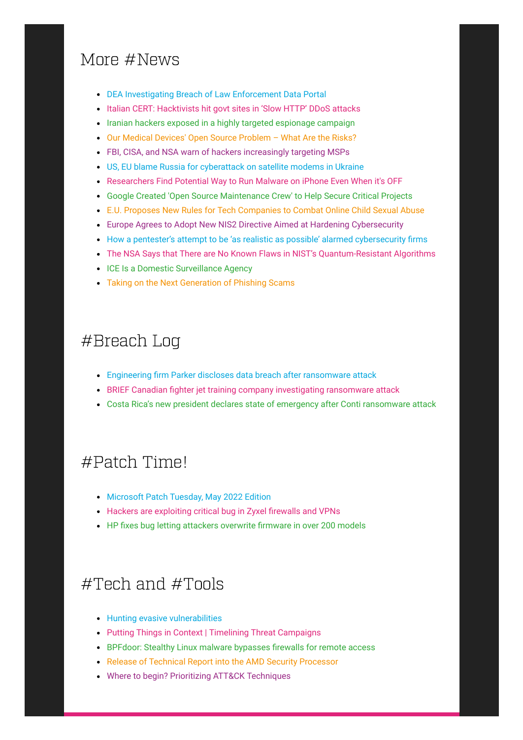## More #News

- DEA Investigating Breach of Law Enforcement Data Portal
- Italian CERT: Hacktivists hit govt sites in 'Slow HTTP' DDoS attacks
- Iranian hackers exposed in a highly targeted espionage campaign
- Our Medical Devices' Open Source Problem – What Are the Risks?
- FBI, CISA, and NSA warn of hackers increasingly targeting MSPs
- US, EU blame Russia for cyberattack on satellite modems in Ukraine
- Researchers Find Potential Way to Run Malware on iPhone Even When it's OFF
- Google Created 'Open Source Maintenance Crew' to Help Secure Critical Projects
- E.U. Proposes New Rules for Tech Companies to Combat Online Child Sexual Abuse
- Europe Agrees to Adopt New NIS2 Directive Aimed at Hardening Cybersecurity
- How a pentester's attempt to be 'as realistic as possible' alarmed cybersecurity firms
- The NSA Says that There are No Known Flaws in NIST's Quantum-Resistant Algorithms
- ICE Is a Domestic Surveillance Agency
- Taking on the Next Generation of Phishing Scams

## #Breach Log

- Engineering firm Parker discloses data breach after ransomware attack
- BRIEF Canadian fighter jet training company investigating ransomware attack
- Costa Rica's new president declares state of emergency after Conti ransomware attack

## #Patch Time!

- Microsoft Patch Tuesday, May 2022 Edition
- Hackers are exploiting critical bug in Zyxel firewalls and VPNs
- HP fixes bug letting attackers overwrite firmware in over 200 models

## #Tech and #Tools

- Hunting evasive vulnerabilities
- Putting Things in Context | Timelining Threat Campaigns
- BPFdoor: Stealthy Linux malware bypasses firewalls for remote access
- Release of Technical Report into the AMD Security Processor
- Where to begin? Prioritizing ATT&CK Techniques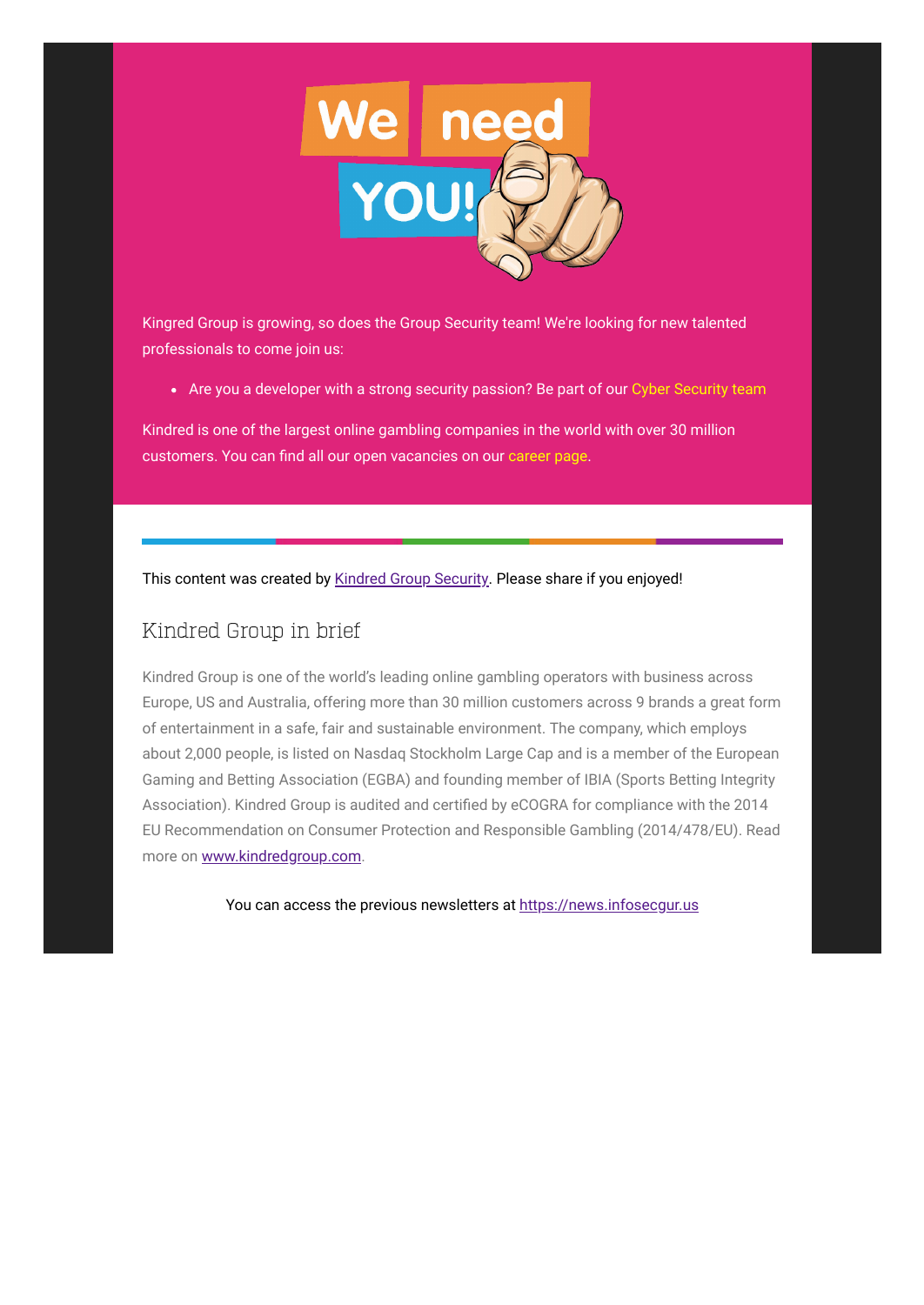We need YOU!

Kingred Group is growing, so does the Group Security team! We're looking for new talented professionals to come join us:

- Are you a developer with a strong security passion? Be part of our Cyber Security team

Kindred is one of the largest online gambling companies in the world with over 30 million customers. You can find all our open vacancies on our career page.

This content was created by Kindred Group Security. Please share if you enjoyed!

## Kindred Group in brief

Kindred Group is one of the world's leading online gambling operators with business across Europe, US and Australia, offering more than 30 million customers across 9 brands a great form of entertainment in a safe, fair and sustainable environment. The company, which employs about 2,000 people, is listed on Nasdaq Stockholm Large Cap and is a member of the European Gaming and Betting Association (EGBA) and founding member of IBIA (Sports Betting Integrity Association). Kindred Group is audited and certified by eCOGRA for compliance with the 2014 EU Recommendation on Consumer Protection and Responsible Gambling (2014/478/EU). Read more on www.kindredgroup.com.

You can access the previous newsletters at https://news.infosecgur.us